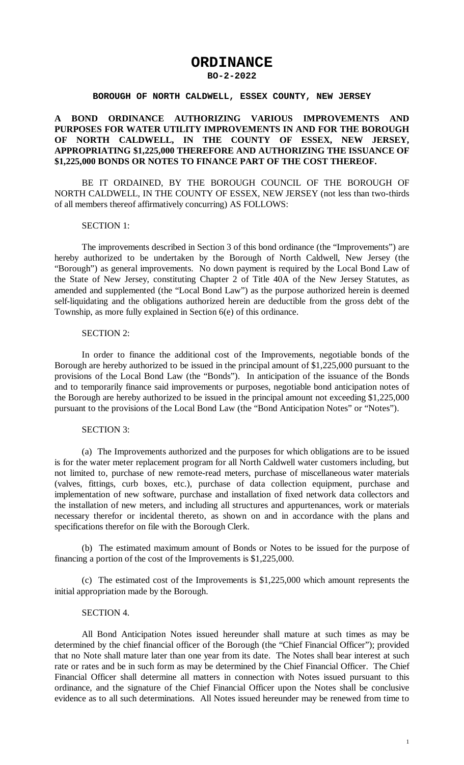# ORDINANCE

**BO-2-2022**

**BOROUGH OF NORTH CALDWELL, ESSEX COUNTY, NEW JERSEY**

**A BOND ORDINANCE AUTHORIZING VARIOUS IMPROVEMENTS AND PURPOSES FOR WATER UTILITY IMPROVEMENTS IN AND FOR THE BOROUGH OF NORTH CALDWELL, IN THE COUNTY OF ESSEX, NEW JERSEY, APPROPRIATING $1,225,000 THEREFORE AND AUTHORIZING THE ISSUANCE OF $1,225,000 BONDS OR NOTES TO FINANCE PART OF THE COST THEREOF.**

BE IT ORDAINED, BY THE BOROUGH COUNCIL OF THE BOROUGH OF NORTH CALDWELL, IN THE COUNTY OF ESSEX, NEW JERSEY (not less than two-thirds of all members thereof affirmatively concurring) AS FOLLOWS:

SECTION 1:

The improvements described in Section 3 of this bond ordinance (the "Improvements") are hereby authorized to be undertaken by the Borough of North Caldwell, New Jersey (the "Borough") as general improvements. No down payment is required by the Local Bond Law of the State of New Jersey, constituting Chapter 2 of Title 40A of the New Jersey Statutes, as amended and supplemented (the "Local Bond Law") as the purpose authorized herein is deemed self-liquidating and the obligations authorized herein are deductible from the gross debt of the Township, as more fully explained in Section 6(e) of this ordinance.

SECTION 2:

In order to finance the additional cost of the Improvements, negotiable bonds of the Borough are hereby authorized to be issued in the principal amount of $1,225,000 pursuant to the provisions of the Local Bond Law (the "Bonds"). In anticipation of the issuance of the Bonds and to temporarily finance said improvements or purposes, negotiable bond anticipation notes of the Borough are hereby authorized to be issued in the principal amount not exceeding $1,225,000 pursuant to the provisions of the Local Bond Law (the "Bond Anticipation Notes" or "Notes").

SECTION 3:

(a) The Improvements authorized and the purposes for which obligations are to be issued is for the water meter replacement program for all North Caldwell water customers including, but not limited to, purchase of new remote-read meters, purchase of miscellaneous water materials (valves, fittings, curb boxes, etc.), purchase of data collection equipment, purchase and implementation of new software, purchase and installation of fixed network data collectors and the installation of new meters, and including all structures and appurtenances, work or materials necessary therefor or incidental thereto, as shown on and in accordance with the plans and specifications therefor on file with the Borough Clerk.

(b) The estimated maximum amount of Bonds or Notes to be issued for the purpose of financing a portion of the cost of the Improvements is $1,225,000.

(c) The estimated cost of the Improvements is $1,225,000 which amount represents the initial appropriation made by the Borough.

SECTION 4.

All Bond Anticipation Notes issued hereunder shall mature at such times as may be determined by the chief financial officer of the Borough (the "Chief Financial Officer"); provided that no Note shall mature later than one year from its date. The Notes shall bear interest at such rate or rates and be in such form as may be determined by the Chief Financial Officer. The Chief Financial Officer shall determine all matters in connection with Notes issued pursuant to this ordinance, and the signature of the Chief Financial Officer upon the Notes shall be conclusive evidence as to all such determinations. All Notes issued hereunder may be renewed from time to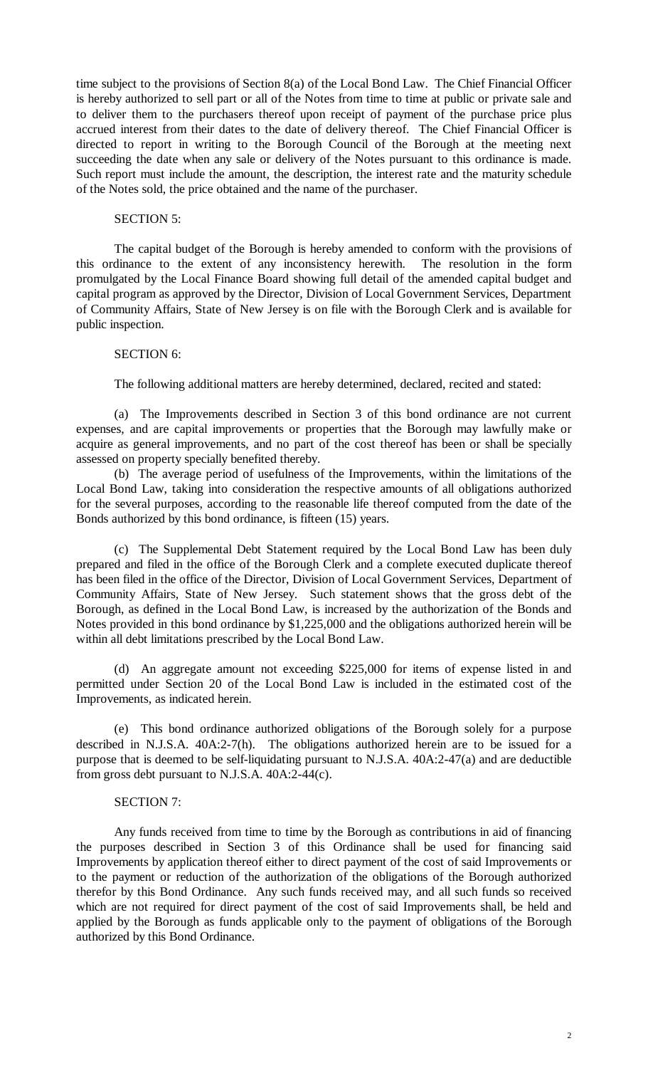time subject to the provisions of Section 8(a) of the Local Bond Law. The Chief Financial Officer is hereby authorized to sell part or all of the Notes from time to time at public or private sale and to deliver them to the purchasers thereof upon receipt of payment of the purchase price plus accrued interest from their dates to the date of delivery thereof. The Chief Financial Officer is directed to report in writing to the Borough Council of the Borough at the meeting next succeeding the date when any sale or delivery of the Notes pursuant to this ordinance is made. Such report must include the amount, the description, the interest rate and the maturity schedule of the Notes sold, the price obtained and the name of the purchaser.

SECTION 5:

The capital budget of the Borough is hereby amended to conform with the provisions of this ordinance to the extent of any inconsistency herewith. The resolution in the form promulgated by the Local Finance Board showing full detail of the amended capital budget and capital program as approved by the Director, Division of Local Government Services, Department of Community Affairs, State of New Jersey is on file with the Borough Clerk and is available for public inspection.

SECTION 6:

The following additional matters are hereby determined, declared, recited and stated:

(a) The Improvements described in Section 3 of this bond ordinance are not current expenses, and are capital improvements or properties that the Borough may lawfully make or acquire as general improvements, and no part of the cost thereof has been or shall be specially assessed on property specially benefited thereby.

(b) The average period of usefulness of the Improvements, within the limitations of the Local Bond Law, taking into consideration the respective amounts of all obligations authorized for the several purposes, according to the reasonable life thereof computed from the date of the Bonds authorized by this bond ordinance, is fifteen (15) years.

(c) The Supplemental Debt Statement required by the Local Bond Law has been duly prepared and filed in the office of the Borough Clerk and a complete executed duplicate thereof has been filed in the office of the Director, Division of Local Government Services, Department of Community Affairs, State of New Jersey. Such statement shows that the gross debt of the Borough, as defined in the Local Bond Law, is increased by the authorization of the Bonds and Notes provided in this bond ordinance by $1,225,000 and the obligations authorized herein will be within all debt limitations prescribed by the Local Bond Law.

(d) An aggregate amount not exceeding $225,000 for items of expense listed in and permitted under Section 20 of the Local Bond Law is included in the estimated cost of the Improvements, as indicated herein.

(e) This bond ordinance authorized obligations of the Borough solely for a purpose described in N.J.S.A. 40A:2-7(h). The obligations authorized herein are to be issued for a purpose that is deemed to be self-liquidating pursuant to N.J.S.A. 40A:2-47(a) and are deductible from gross debt pursuant to N.J.S.A. 40A:2-44(c).

SECTION 7:

Any funds received from time to time by the Borough as contributions in aid of financing the purposes described in Section 3 of this Ordinance shall be used for financing said Improvements by application thereof either to direct payment of the cost of said Improvements or to the payment or reduction of the authorization of the obligations of the Borough authorized therefor by this Bond Ordinance. Any such funds received may, and all such funds so received which are not required for direct payment of the cost of said Improvements shall, be held and applied by the Borough as funds applicable only to the payment of obligations of the Borough authorized by this Bond Ordinance.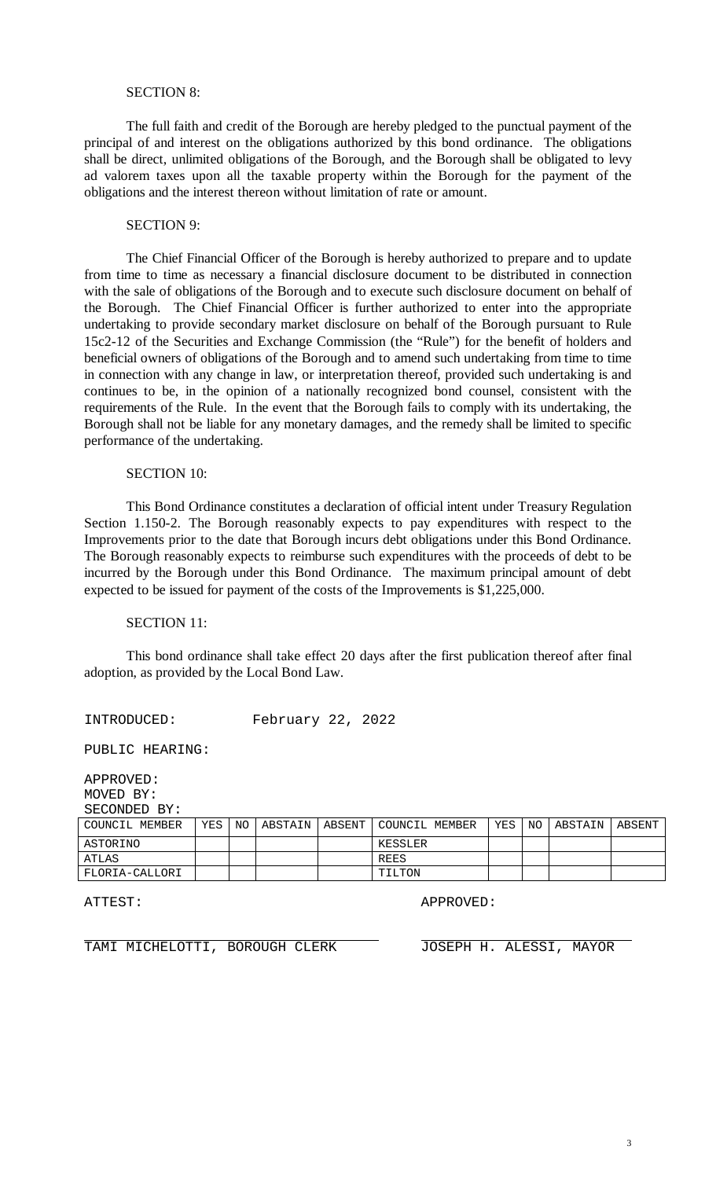SECTION 8:

The full faith and credit of the Borough are hereby pledged to the punctual payment of the principal of and interest on the obligations authorized by this bond ordinance. The obligations shall be direct, unlimited obligations of the Borough, and the Borough shall be obligated to levy ad valorem taxes upon all the taxable property within the Borough for the payment of the obligations and the interest thereon without limitation of rate or amount.

SECTION 9:

The Chief Financial Officer of the Borough is hereby authorized to prepare and to update from time to time as necessary a financial disclosure document to be distributed in connection with the sale of obligations of the Borough and to execute such disclosure document on behalf of the Borough. The Chief Financial Officer is further authorized to enter into the appropriate undertaking to provide secondary market disclosure on behalf of the Borough pursuant to Rule 15c2-12 of the Securities and Exchange Commission (the "Rule") for the benefit of holders and beneficial owners of obligations of the Borough and to amend such undertaking from time to time in connection with any change in law, or interpretation thereof, provided such undertaking is and continues to be, in the opinion of a nationally recognized bond counsel, consistent with the requirements of the Rule. In the event that the Borough fails to comply with its undertaking, the Borough shall not be liable for any monetary damages, and the remedy shall be limited to specific performance of the undertaking.

SECTION 10:

This Bond Ordinance constitutes a declaration of official intent under Treasury Regulation Section 1.150-2. The Borough reasonably expects to pay expenditures with respect to the Improvements prior to the date that Borough incurs debt obligations under this Bond Ordinance. The Borough reasonably expects to reimburse such expenditures with the proceeds of debt to be incurred by the Borough under this Bond Ordinance. The maximum principal amount of debt expected to be issued for payment of the costs of the Improvements is $1,225,000.

SECTION 11:

This bond ordinance shall take effect 20 days after the first publication thereof after final adoption, as provided by the Local Bond Law.

INTRODUCED: February 22, 2022

PUBLIC HEARING:

APPROVED:
MOVED BY:
SECONDED BY:

| COUNCIL MEMBER | YES | NO | ABSTAIN | ABSENT | COUNCIL MEMBER | YES | NO | ABSTAIN | ABSENT |
|---|---|---|---|---|---|---|---|---|---|
| ASTORINO | | | | | KESSLER | | | | |
| ATLAS | | | | | REES | | | | |
| FLORIA-CALLORI | | | | | TILTON | | | | |

ATTEST: APPROVED:

TAMI MICHELOTTI, BOROUGH CLERK JOSEPH H. ALESSI, MAYOR